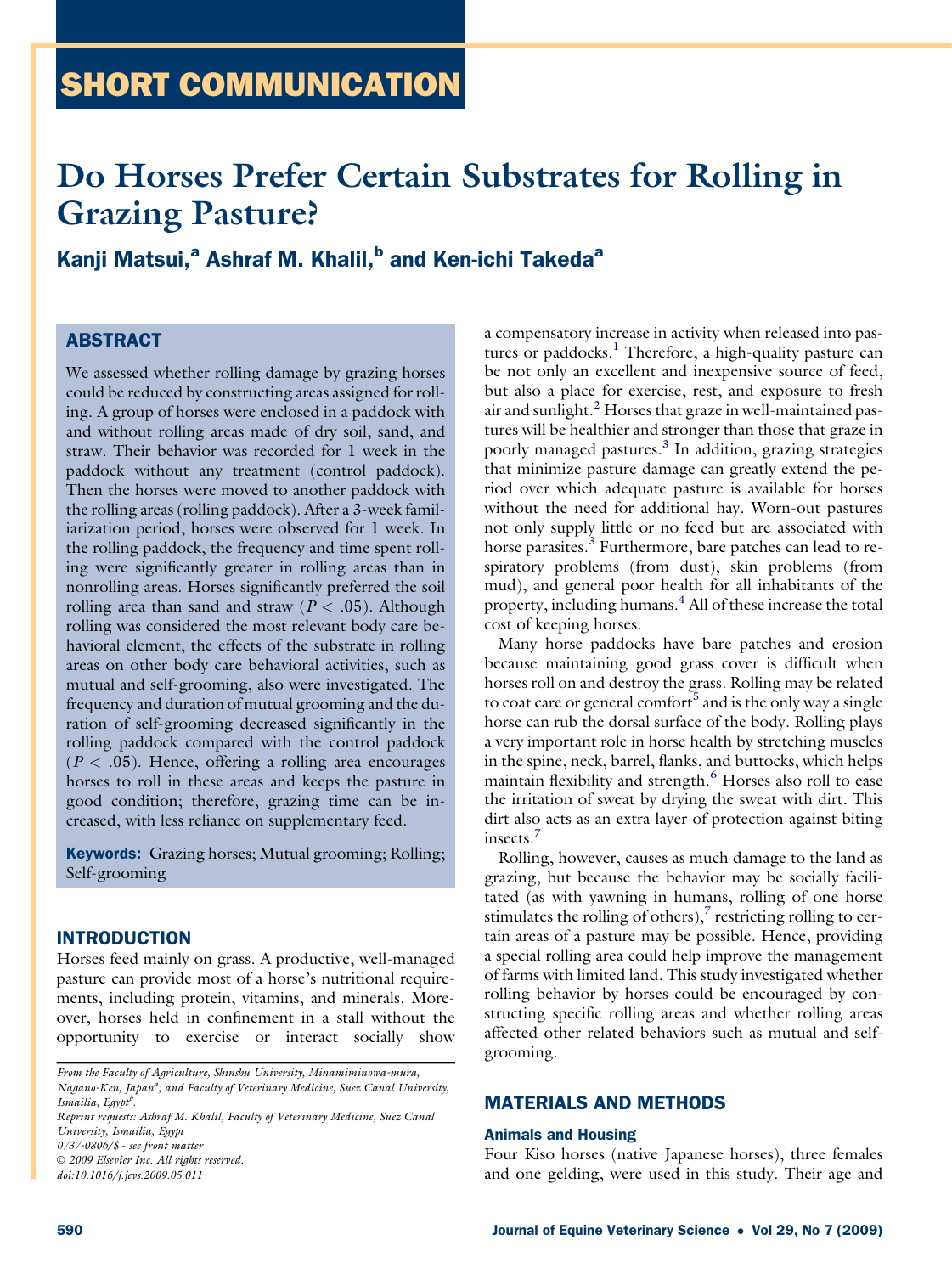SHORT COMMUNICATION

# Do Horses Prefer Certain Substrates for Rolling in Grazing Pasture?

**Kanji Matsui,[a] Ashraf M. Khalil,[b] and Ken-ichi Takeda[a]**

## ABSTRACT

We assessed whether rolling damage by grazing horses could be reduced by constructing areas assigned for rolling. A group of horses were enclosed in a paddock with and without rolling areas made of dry soil, sand, and straw. Their behavior was recorded for 1 week in the paddock without any treatment (control paddock). Then the horses were moved to another paddock with the rolling areas (rolling paddock). After a 3-week familiarization period, horses were observed for 1 week. In the rolling paddock, the frequency and time spent rolling were significantly greater in rolling areas than in nonrolling areas. Horses significantly preferred the soil rolling area than sand and straw ($P < .05$). Although rolling was considered the most relevant body care behavioral element, the effects of the substrate in rolling areas on other body care behavioral activities, such as mutual and self-grooming, also were investigated. The frequency and duration of mutual grooming and the duration of self-grooming decreased significantly in the rolling paddock compared with the control paddock ($P < .05$). Hence, offering a rolling area encourages horses to roll in these areas and keeps the pasture in good condition; therefore, grazing time can be increased, with less reliance on supplementary feed.

**Keywords:** Grazing horses; Mutual grooming; Rolling; Self-grooming

## INTRODUCTION

Horses feed mainly on grass. A productive, well-managed pasture can provide most of a horse's nutritional requirements, including protein, vitamins, and minerals. Moreover, horses held in confinement in a stall without the opportunity to exercise or interact socially show a compensatory increase in activity when released into pastures or paddocks.[1] Therefore, a high-quality pasture can be not only an excellent and inexpensive source of feed, but also a place for exercise, rest, and exposure to fresh air and sunlight.[2] Horses that graze in well-maintained pastures will be healthier and stronger than those that graze in poorly managed pastures.[3] In addition, grazing strategies that minimize pasture damage can greatly extend the period over which adequate pasture is available for horses without the need for additional hay. Worn-out pastures not only supply little or no feed but are associated with horse parasites.[3] Furthermore, bare patches can lead to respiratory problems (from dust), skin problems (from mud), and general poor health for all inhabitants of the property, including humans.[4] All of these increase the total cost of keeping horses.

Many horse paddocks have bare patches and erosion because maintaining good grass cover is difficult when horses roll on and destroy the grass. Rolling may be related to coat care or general comfort[5] and is the only way a single horse can rub the dorsal surface of the body. Rolling plays a very important role in horse health by stretching muscles in the spine, neck, barrel, flanks, and buttocks, which helps maintain flexibility and strength.[6] Horses also roll to ease the irritation of sweat by drying the sweat with dirt. This dirt also acts as an extra layer of protection against biting insects.[7]

Rolling, however, causes as much damage to the land as grazing, but because the behavior may be socially facilitated (as with yawning in humans, rolling of one horse stimulates the rolling of others),[7] restricting rolling to certain areas of a pasture may be possible. Hence, providing a special rolling area could help improve the management of farms with limited land. This study investigated whether rolling behavior by horses could be encouraged by constructing specific rolling areas and whether rolling areas affected other related behaviors such as mutual and self-grooming.

## MATERIALS AND METHODS

### Animals and Housing

Four Kiso horses (native Japanese horses), three females and one gelding, were used in this study. Their age and

*From the Faculty of Agriculture, Shinshu University, Minamiminowa-mura, Nagano-Ken, Japan[a]; and Faculty of Veterinary Medicine, Suez Canal University, Ismailia, Egypt[b].*

*Reprint requests: Ashraf M. Khalil, Faculty of Veterinary Medicine, Suez Canal University, Ismailia, Egypt*

*0737-0806/$ - see front matter*

*© 2009 Elsevier Inc. All rights reserved.*

*doi:10.1016/j.jevs.2009.05.011*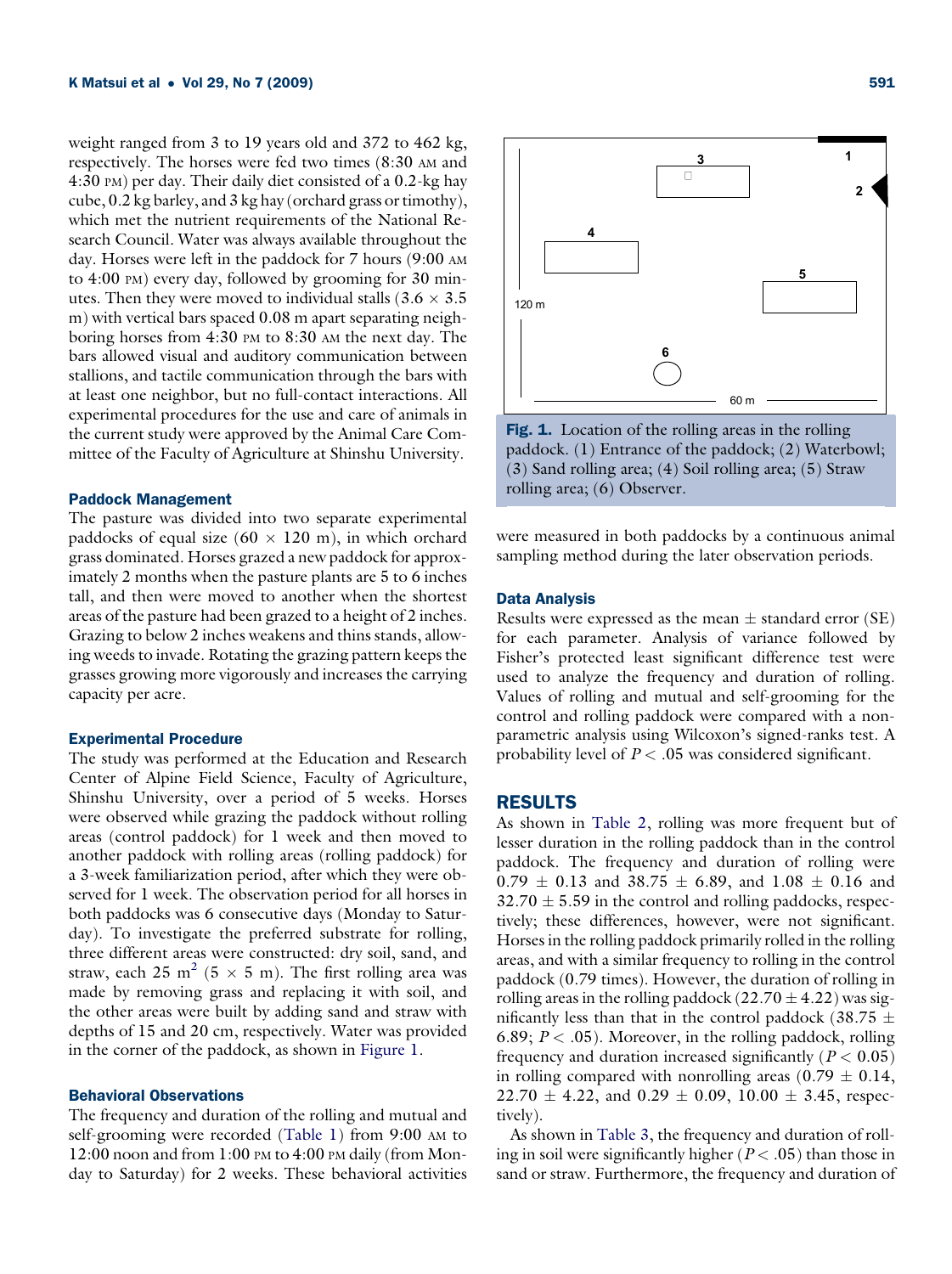weight ranged from 3 to 19 years old and 372 to 462 kg, respectively. The horses were fed two times (8:30 AM and 4:30 PM) per day. Their daily diet consisted of a 0.2-kg hay cube, 0.2 kg barley, and 3 kg hay (orchard grass or timothy), which met the nutrient requirements of the National Research Council. Water was always available throughout the day. Horses were left in the paddock for 7 hours (9:00 AM to 4:00 PM) every day, followed by grooming for 30 minutes. Then they were moved to individual stalls ($3.6 \times 3.5$ m) with vertical bars spaced 0.08 m apart separating neighboring horses from 4:30 PM to 8:30 AM the next day. The bars allowed visual and auditory communication between stallions, and tactile communication through the bars with at least one neighbor, but no full-contact interactions. All experimental procedures for the use and care of animals in the current study were approved by the Animal Care Committee of the Faculty of Agriculture at Shinshu University.

### Paddock Management

The pasture was divided into two separate experimental paddocks of equal size ($60 \times 120$ m), in which orchard grass dominated. Horses grazed a new paddock for approximately 2 months when the pasture plants are 5 to 6 inches tall, and then were moved to another when the shortest areas of the pasture had been grazed to a height of 2 inches. Grazing to below 2 inches weakens and thins stands, allowing weeds to invade. Rotating the grazing pattern keeps the grasses growing more vigorously and increases the carrying capacity per acre.

### Experimental Procedure

The study was performed at the Education and Research Center of Alpine Field Science, Faculty of Agriculture, Shinshu University, over a period of 5 weeks. Horses were observed while grazing the paddock without rolling areas (control paddock) for 1 week and then moved to another paddock with rolling areas (rolling paddock) for a 3-week familiarization period, after which they were observed for 1 week. The observation period for all horses in both paddocks was 6 consecutive days (Monday to Saturday). To investigate the preferred substrate for rolling, three different areas were constructed: dry soil, sand, and straw, each 25 $m^2$ ($5 \times 5$ m). The first rolling area was made by removing grass and replacing it with soil, and the other areas were built by adding sand and straw with depths of 15 and 20 cm, respectively. Water was provided in the corner of the paddock, as shown in Figure 1.

### Behavioral Observations

The frequency and duration of the rolling and mutual and self-grooming were recorded (Table 1) from 9:00 AM to 12:00 noon and from 1:00 PM to 4:00 PM daily (from Monday to Saturday) for 2 weeks. These behavioral activities were measured in both paddocks by a continuous animal sampling method during the later observation periods.

**Fig. 1.** Location of the rolling areas in the rolling paddock. (1) Entrance of the paddock; (2) Waterbowl; (3) Sand rolling area; (4) Soil rolling area; (5) Straw rolling area; (6) Observer.

### Data Analysis

Results were expressed as the mean ± standard error (SE) for each parameter. Analysis of variance followed by Fisher's protected least significant difference test were used to analyze the frequency and duration of rolling. Values of rolling and mutual and self-grooming for the control and rolling paddock were compared with a nonparametric analysis using Wilcoxon's signed-ranks test. A probability level of $P < .05$ was considered significant.

## RESULTS

As shown in Table 2, rolling was more frequent but of lesser duration in the rolling paddock than in the control paddock. The frequency and duration of rolling were $0.79 \pm 0.13$ and $38.75 \pm 6.89$, and $1.08 \pm 0.16$ and $32.70 \pm 5.59$ in the control and rolling paddocks, respectively; these differences, however, were not significant. Horses in the rolling paddock primarily rolled in the rolling areas, and with a similar frequency to rolling in the control paddock (0.79 times). However, the duration of rolling in rolling areas in the rolling paddock ($22.70 \pm 4.22$) was significantly less than that in the control paddock ($38.75 \pm 6.89$; $P < .05$). Moreover, in the rolling paddock, rolling frequency and duration increased significantly ($P < 0.05$) in rolling compared with nonrolling areas ($0.79 \pm 0.14$, $22.70 \pm 4.22$, and $0.29 \pm 0.09$, $10.00 \pm 3.45$, respectively).

As shown in Table 3, the frequency and duration of rolling in soil were significantly higher ($P < .05$) than those in sand or straw. Furthermore, the frequency and duration of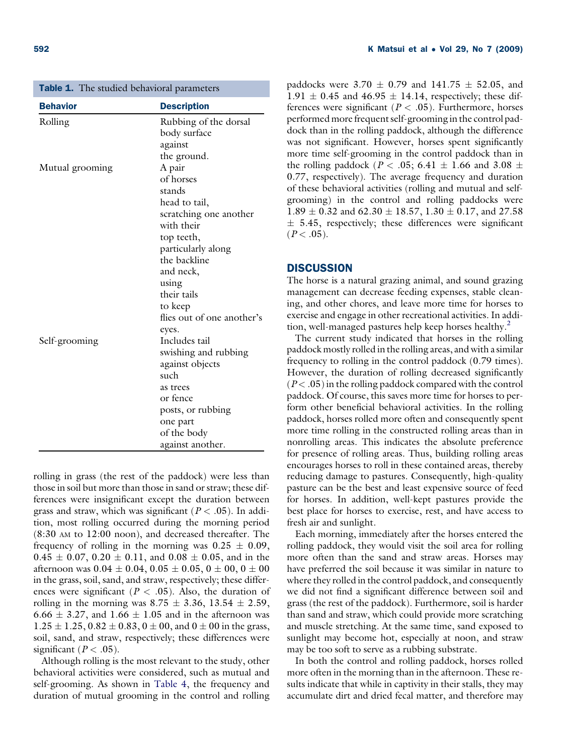**Table 1.** The studied behavioral parameters

| Behavior | Description |
| --- | --- |
| Rolling | Rubbing of the dorsal body surface against the ground. |
| Mutual grooming | A pair of horses stands head to tail, scratching one another with their top teeth, particularly along the backline and neck, using their tails to keep flies out of one another's eyes. |
| Self-grooming | Includes tail swishing and rubbing against objects such as trees or fence posts, or rubbing one part of the body against another. |

rolling in grass (the rest of the paddock) were less than those in soil but more than those in sand or straw; these differences were insignificant except the duration between grass and straw, which was significant ($P < .05$). In addition, most rolling occurred during the morning period (8:30 AM to 12:00 noon), and decreased thereafter. The frequency of rolling in the morning was $0.25 \pm 0.09$, $0.45 \pm 0.07$, $0.20 \pm 0.11$, and $0.08 \pm 0.05$, and in the afternoon was $0.04 \pm 0.04$, $0.05 \pm 0.05$, $0 \pm 00$, $0 \pm 00$ in the grass, soil, sand, and straw, respectively; these differences were significant ($P < .05$). Also, the duration of rolling in the morning was $8.75 \pm 3.36$, $13.54 \pm 2.59$, $6.66 \pm 3.27$, and $1.66 \pm 1.05$ and in the afternoon was $1.25 \pm 1.25$, $0.82 \pm 0.83$, $0 \pm 00$, and $0 \pm 00$ in the grass, soil, sand, and straw, respectively; these differences were significant ($P < .05$).

Although rolling is the most relevant to the study, other behavioral activities were considered, such as mutual and self-grooming. As shown in Table 4, the frequency and duration of mutual grooming in the control and rolling paddocks were $3.70 \pm 0.79$ and $141.75 \pm 52.05$, and $1.91 \pm 0.45$ and $46.95 \pm 14.14$, respectively; these differences were significant ($P < .05$). Furthermore, horses performed more frequent self-grooming in the control paddock than in the rolling paddock, although the difference was not significant. However, horses spent significantly more time self-grooming in the control paddock than in the rolling paddock ($P < .05$; $6.41 \pm 1.66$ and $3.08 \pm 0.77$, respectively). The average frequency and duration of these behavioral activities (rolling and mutual and self-grooming) in the control and rolling paddocks were $1.89 \pm 0.32$ and $62.30 \pm 18.57$, $1.30 \pm 0.17$, and $27.58 \pm 5.45$, respectively; these differences were significant ($P < .05$).

## DISCUSSION

The horse is a natural grazing animal, and sound grazing management can decrease feeding expenses, stable cleaning, and other chores, and leave more time for horses to exercise and engage in other recreational activities. In addition, well-managed pastures help keep horses healthy.[2]

The current study indicated that horses in the rolling paddock mostly rolled in the rolling areas, and with a similar frequency to rolling in the control paddock (0.79 times). However, the duration of rolling decreased significantly ($P < .05$) in the rolling paddock compared with the control paddock. Of course, this saves more time for horses to perform other beneficial behavioral activities. In the rolling paddock, horses rolled more often and consequently spent more time rolling in the constructed rolling areas than in nonrolling areas. This indicates the absolute preference for presence of rolling areas. Thus, building rolling areas encourages horses to roll in these contained areas, thereby reducing damage to pastures. Consequently, high-quality pasture can be the best and least expensive source of feed for horses. In addition, well-kept pastures provide the best place for horses to exercise, rest, and have access to fresh air and sunlight.

Each morning, immediately after the horses entered the rolling paddock, they would visit the soil area for rolling more often than the sand and straw areas. Horses may have preferred the soil because it was similar in nature to where they rolled in the control paddock, and consequently we did not find a significant difference between soil and grass (the rest of the paddock). Furthermore, soil is harder than sand and straw, which could provide more scratching and muscle stretching. At the same time, sand exposed to sunlight may become hot, especially at noon, and straw may be too soft to serve as a rubbing substrate.

In both the control and rolling paddock, horses rolled more often in the morning than in the afternoon. These results indicate that while in captivity in their stalls, they may accumulate dirt and dried fecal matter, and therefore may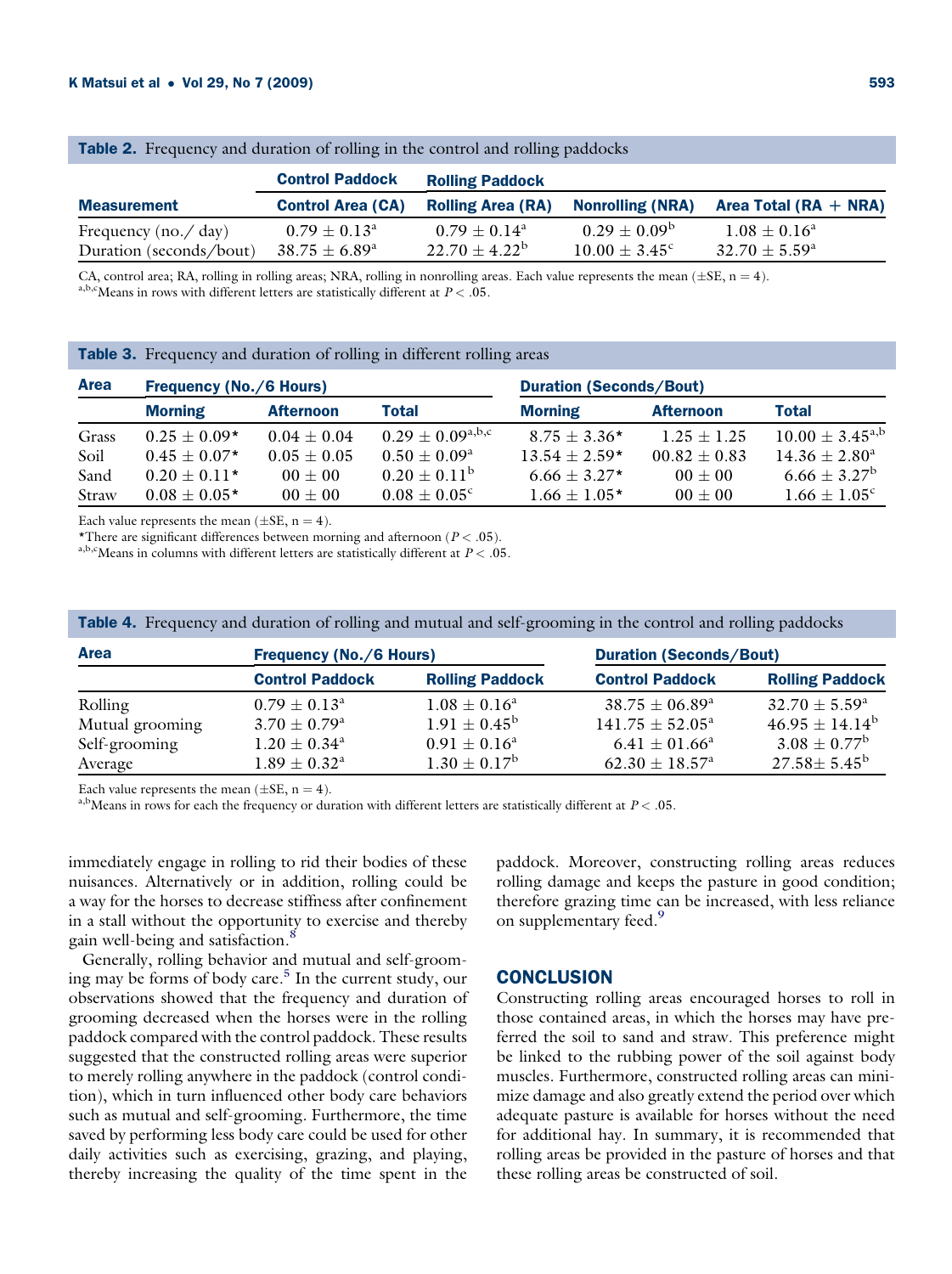**Table 2.** Frequency and duration of rolling in the control and rolling paddocks

| | Control Paddock | Rolling Paddock | | |
|---|---|---|---|---|
| **Measurement** | **Control Area (CA)** | **Rolling Area (RA)** | **Nonrolling (NRA)** | **Area Total (RA + NRA)** |
| Frequency (no./ day) | $0.79 \pm 0.13^{a}$ | $0.79 \pm 0.14^{a}$ | $0.29 \pm 0.09^{b}$ | $1.08 \pm 0.16^{a}$ |
| Duration (seconds/bout) | $38.75 \pm 6.89^{a}$ | $22.70 \pm 4.22^{b}$ | $10.00 \pm 3.45^{c}$ | $32.70 \pm 5.59^{a}$ |

CA, control area; RA, rolling in rolling areas; NRA, rolling in nonrolling areas. Each value represents the mean (±SE, n = 4).
[a,b,c]Means in rows with different letters are statistically different at $P < .05$.

**Table 3.** Frequency and duration of rolling in different rolling areas

| Area | Frequency (No./6 Hours) | | | Duration (Seconds/Bout) | | |
|---|---|---|---|---|---|---|
| | **Morning** | **Afternoon** | **Total** | **Morning** | **Afternoon** | **Total** |
| Grass | $0.25 \pm 0.09$* | $0.04 \pm 0.04$ | $0.29 \pm 0.09^{a,b,c}$ | $8.75 \pm 3.36$* | $1.25 \pm 1.25$ | $10.00 \pm 3.45^{a,b}$ |
| Soil | $0.45 \pm 0.07$* | $0.05 \pm 0.05$ | $0.50 \pm 0.09^{a}$ | $13.54 \pm 2.59$* | $00.82 \pm 0.83$ | $14.36 \pm 2.80^{a}$ |
| Sand | $0.20 \pm 0.11$* | $00 \pm 00$ | $0.20 \pm 0.11^{b}$ | $6.66 \pm 3.27$* | $00 \pm 00$ | $6.66 \pm 3.27^{b}$ |
| Straw | $0.08 \pm 0.05$* | $00 \pm 00$ | $0.08 \pm 0.05^{c}$ | $1.66 \pm 1.05$* | $00 \pm 00$ | $1.66 \pm 1.05^{c}$ |

Each value represents the mean (±SE, n = 4).
*There are significant differences between morning and afternoon ($P < .05$).
[a,b,c]Means in columns with different letters are statistically different at $P < .05$.

**Table 4.** Frequency and duration of rolling and mutual and self-grooming in the control and rolling paddocks

| Area | Frequency (No./6 Hours) | | Duration (Seconds/Bout) | |
|---|---|---|---|---|
| | **Control Paddock** | **Rolling Paddock** | **Control Paddock** | **Rolling Paddock** |
| Rolling | $0.79 \pm 0.13^{a}$ | $1.08 \pm 0.16^{a}$ | $38.75 \pm 06.89^{a}$ | $32.70 \pm 5.59^{a}$ |
| Mutual grooming | $3.70 \pm 0.79^{a}$ | $1.91 \pm 0.45^{b}$ | $141.75 \pm 52.05^{a}$ | $46.95 \pm 14.14^{b}$ |
| Self-grooming | $1.20 \pm 0.34^{a}$ | $0.91 \pm 0.16^{a}$ | $6.41 \pm 01.66^{a}$ | $3.08 \pm 0.77^{b}$ |
| Average | $1.89 \pm 0.32^{a}$ | $1.30 \pm 0.17^{b}$ | $62.30 \pm 18.57^{a}$ | $27.58 \pm 5.45^{b}$ |

Each value represents the mean (±SE, n = 4).
[a,b]Means in rows for each the frequency or duration with different letters are statistically different at $P < .05$.

immediately engage in rolling to rid their bodies of these nuisances. Alternatively or in addition, rolling could be a way for the horses to decrease stiffness after confinement in a stall without the opportunity to exercise and thereby gain well-being and satisfaction.[8]

Generally, rolling behavior and mutual and self-grooming may be forms of body care.[5] In the current study, our observations showed that the frequency and duration of grooming decreased when the horses were in the rolling paddock compared with the control paddock. These results suggested that the constructed rolling areas were superior to merely rolling anywhere in the paddock (control condition), which in turn influenced other body care behaviors such as mutual and self-grooming. Furthermore, the time saved by performing less body care could be used for other daily activities such as exercising, grazing, and playing, thereby increasing the quality of the time spent in the paddock. Moreover, constructing rolling areas reduces rolling damage and keeps the pasture in good condition; therefore grazing time can be increased, with less reliance on supplementary feed.[9]

## CONCLUSION

Constructing rolling areas encouraged horses to roll in those contained areas, in which the horses may have preferred the soil to sand and straw. This preference might be linked to the rubbing power of the soil against body muscles. Furthermore, constructed rolling areas can minimize damage and also greatly extend the period over which adequate pasture is available for horses without the need for additional hay. In summary, it is recommended that rolling areas be provided in the pasture of horses and that these rolling areas be constructed of soil.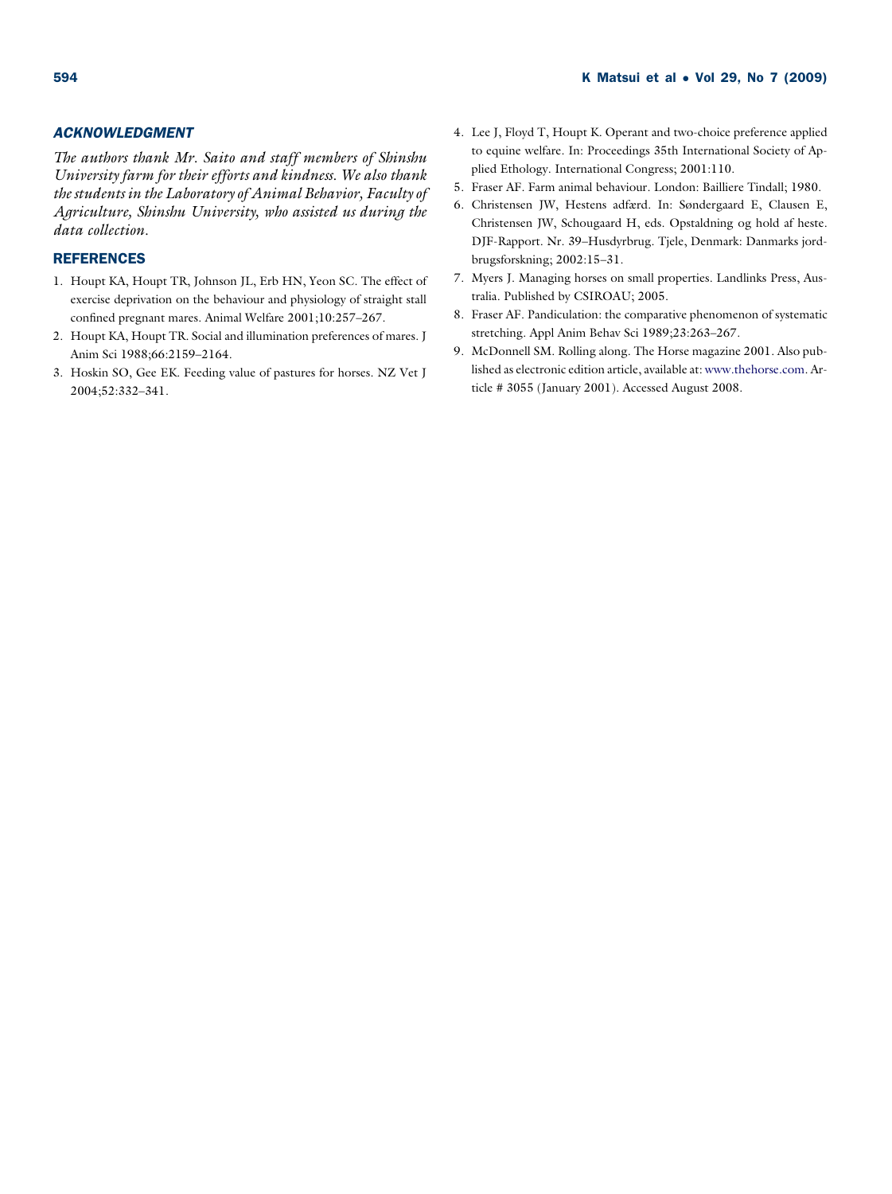## *ACKNOWLEDGMENT*

*The authors thank Mr. Saito and staff members of Shinshu University farm for their efforts and kindness. We also thank the students in the Laboratory of Animal Behavior, Faculty of Agriculture, Shinshu University, who assisted us during the data collection.*

## REFERENCES

1. Houpt KA, Houpt TR, Johnson JL, Erb HN, Yeon SC. The effect of exercise deprivation on the behaviour and physiology of straight stall confined pregnant mares. Animal Welfare 2001;10:257–267.
2. Houpt KA, Houpt TR. Social and illumination preferences of mares. J Anim Sci 1988;66:2159–2164.
3. Hoskin SO, Gee EK. Feeding value of pastures for horses. NZ Vet J 2004;52:332–341.
4. Lee J, Floyd T, Houpt K. Operant and two-choice preference applied to equine welfare. In: Proceedings 35th International Society of Applied Ethology. International Congress; 2001:110.
5. Fraser AF. Farm animal behaviour. London: Bailliere Tindall; 1980.
6. Christensen JW, Hestens adfærd. In: Søndergaard E, Clausen E, Christensen JW, Schougaard H, eds. Opstaldning og hold af heste. DJF-Rapport. Nr. 39–Husdyrbrug. Tjele, Denmark: Danmarks jordbrugsforskning; 2002:15–31.
7. Myers J. Managing horses on small properties. Landlinks Press, Australia. Published by CSIROAU; 2005.
8. Fraser AF. Pandiculation: the comparative phenomenon of systematic stretching. Appl Anim Behav Sci 1989;23:263–267.
9. McDonnell SM. Rolling along. The Horse magazine 2001. Also published as electronic edition article, available at: www.thehorse.com. Article # 3055 (January 2001). Accessed August 2008.